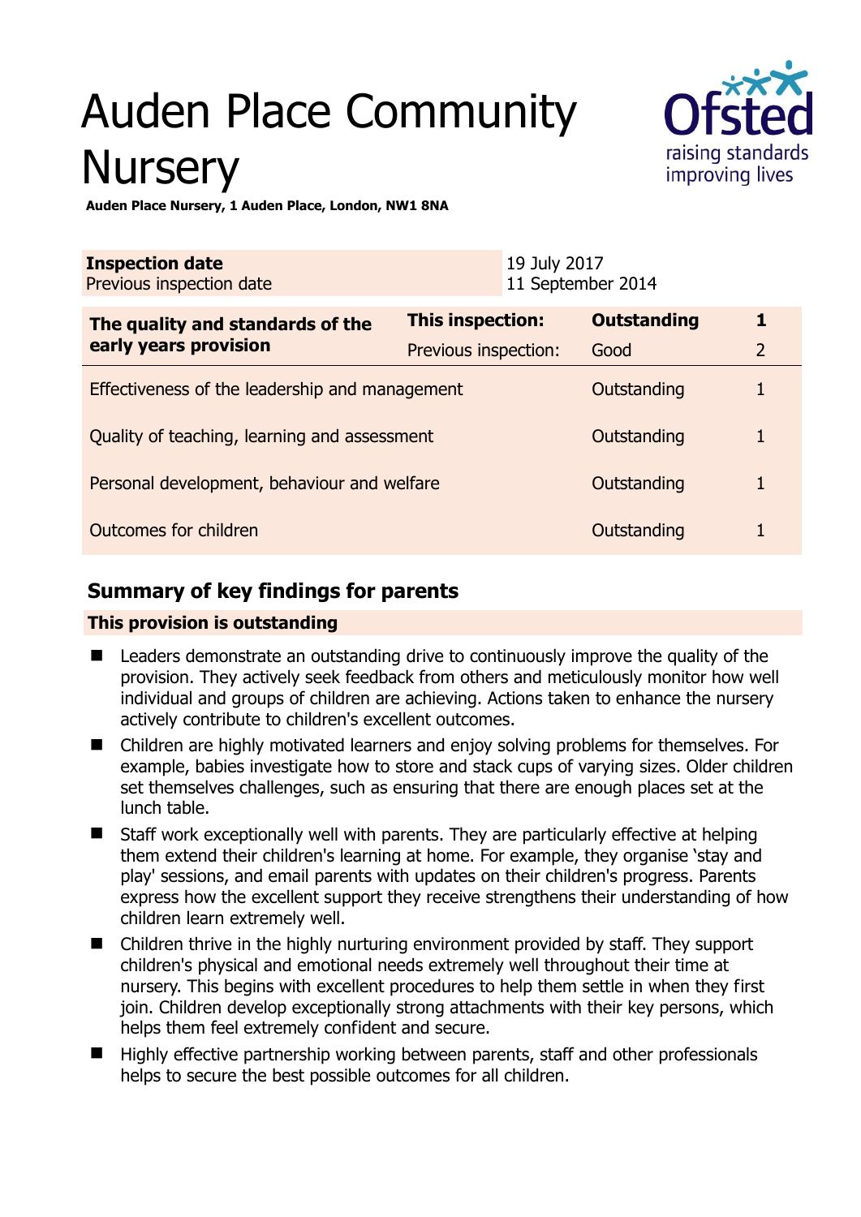# Auden Place Community Nursery

**Auden Place Nursery, 1 Auden Place, London, NW1 8NA**

| **Inspection date** | 19 July 2017 |
| --- | --- |
| Previous inspection date | 11 September 2014 |

| **The quality and standards of the early years provision** | **This inspection:** | **Outstanding** | **1** |
| --- | --- | --- | --- |
| | Previous inspection: | Good | 2 |
| Effectiveness of the leadership and management | | Outstanding | 1 |
| Quality of teaching, learning and assessment | | Outstanding | 1 |
| Personal development, behaviour and welfare | | Outstanding | 1 |
| Outcomes for children | | Outstanding | 1 |

## Summary of key findings for parents

**This provision is outstanding**

- Leaders demonstrate an outstanding drive to continuously improve the quality of the provision. They actively seek feedback from others and meticulously monitor how well individual and groups of children are achieving. Actions taken to enhance the nursery actively contribute to children's excellent outcomes.
- Children are highly motivated learners and enjoy solving problems for themselves. For example, babies investigate how to store and stack cups of varying sizes. Older children set themselves challenges, such as ensuring that there are enough places set at the lunch table.
- Staff work exceptionally well with parents. They are particularly effective at helping them extend their children's learning at home. For example, they organise 'stay and play' sessions, and email parents with updates on their children's progress. Parents express how the excellent support they receive strengthens their understanding of how children learn extremely well.
- Children thrive in the highly nurturing environment provided by staff. They support children's physical and emotional needs extremely well throughout their time at nursery. This begins with excellent procedures to help them settle in when they first join. Children develop exceptionally strong attachments with their key persons, which helps them feel extremely confident and secure.
- Highly effective partnership working between parents, staff and other professionals helps to secure the best possible outcomes for all children.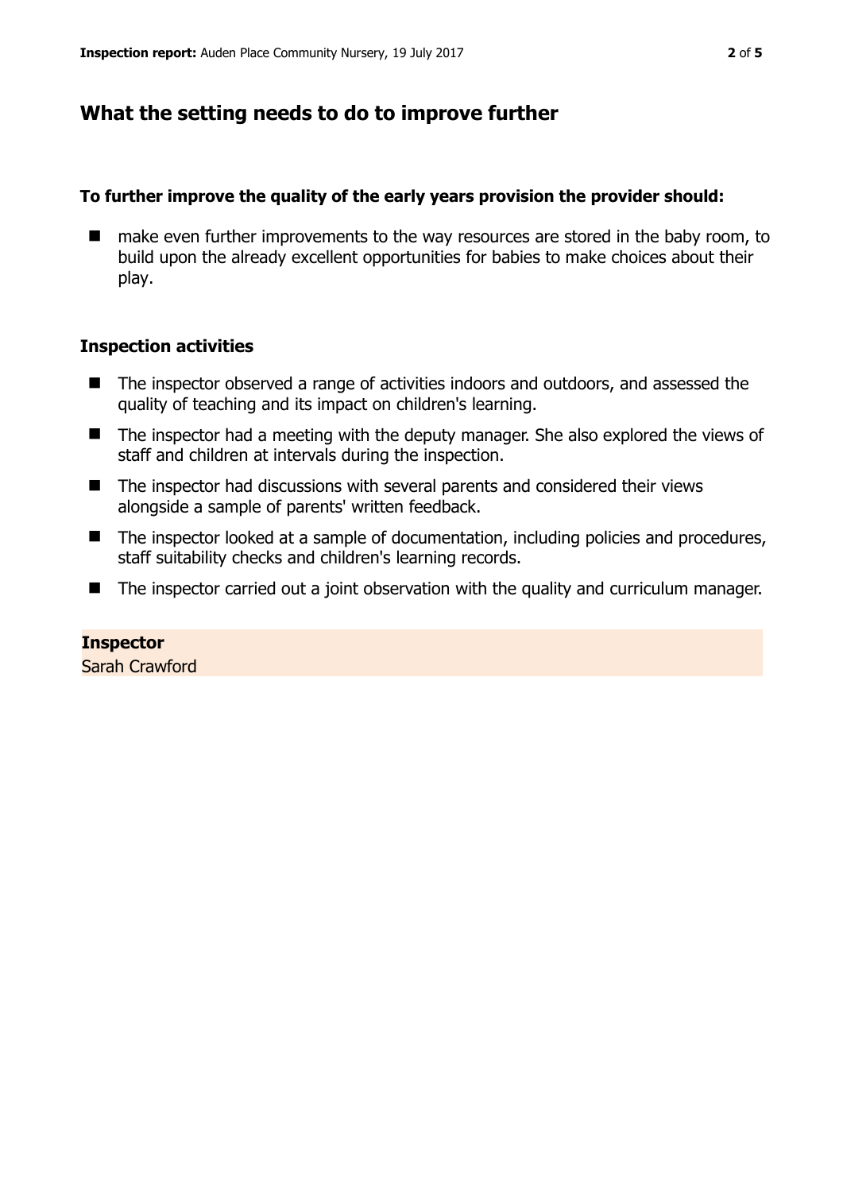## What the setting needs to do to improve further

**To further improve the quality of the early years provision the provider should:**

- make even further improvements to the way resources are stored in the baby room, to build upon the already excellent opportunities for babies to make choices about their play.

### Inspection activities

- The inspector observed a range of activities indoors and outdoors, and assessed the quality of teaching and its impact on children's learning.
- The inspector had a meeting with the deputy manager. She also explored the views of staff and children at intervals during the inspection.
- The inspector had discussions with several parents and considered their views alongside a sample of parents' written feedback.
- The inspector looked at a sample of documentation, including policies and procedures, staff suitability checks and children's learning records.
- The inspector carried out a joint observation with the quality and curriculum manager.

**Inspector**
Sarah Crawford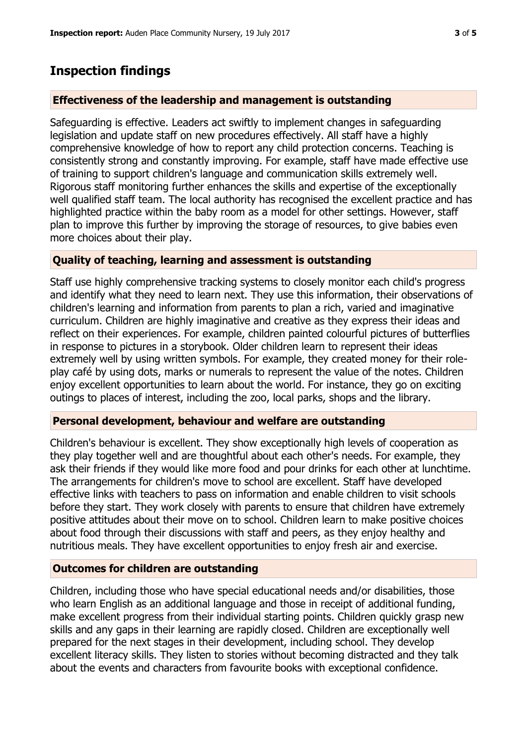## Inspection findings

### Effectiveness of the leadership and management is outstanding

Safeguarding is effective. Leaders act swiftly to implement changes in safeguarding legislation and update staff on new procedures effectively. All staff have a highly comprehensive knowledge of how to report any child protection concerns. Teaching is consistently strong and constantly improving. For example, staff have made effective use of training to support children's language and communication skills extremely well. Rigorous staff monitoring further enhances the skills and expertise of the exceptionally well qualified staff team. The local authority has recognised the excellent practice and has highlighted practice within the baby room as a model for other settings. However, staff plan to improve this further by improving the storage of resources, to give babies even more choices about their play.

### Quality of teaching, learning and assessment is outstanding

Staff use highly comprehensive tracking systems to closely monitor each child's progress and identify what they need to learn next. They use this information, their observations of children's learning and information from parents to plan a rich, varied and imaginative curriculum. Children are highly imaginative and creative as they express their ideas and reflect on their experiences. For example, children painted colourful pictures of butterflies in response to pictures in a storybook. Older children learn to represent their ideas extremely well by using written symbols. For example, they created money for their role-play café by using dots, marks or numerals to represent the value of the notes. Children enjoy excellent opportunities to learn about the world. For instance, they go on exciting outings to places of interest, including the zoo, local parks, shops and the library.

### Personal development, behaviour and welfare are outstanding

Children's behaviour is excellent. They show exceptionally high levels of cooperation as they play together well and are thoughtful about each other's needs. For example, they ask their friends if they would like more food and pour drinks for each other at lunchtime. The arrangements for children's move to school are excellent. Staff have developed effective links with teachers to pass on information and enable children to visit schools before they start. They work closely with parents to ensure that children have extremely positive attitudes about their move on to school. Children learn to make positive choices about food through their discussions with staff and peers, as they enjoy healthy and nutritious meals. They have excellent opportunities to enjoy fresh air and exercise.

### Outcomes for children are outstanding

Children, including those who have special educational needs and/or disabilities, those who learn English as an additional language and those in receipt of additional funding, make excellent progress from their individual starting points. Children quickly grasp new skills and any gaps in their learning are rapidly closed. Children are exceptionally well prepared for the next stages in their development, including school. They develop excellent literacy skills. They listen to stories without becoming distracted and they talk about the events and characters from favourite books with exceptional confidence.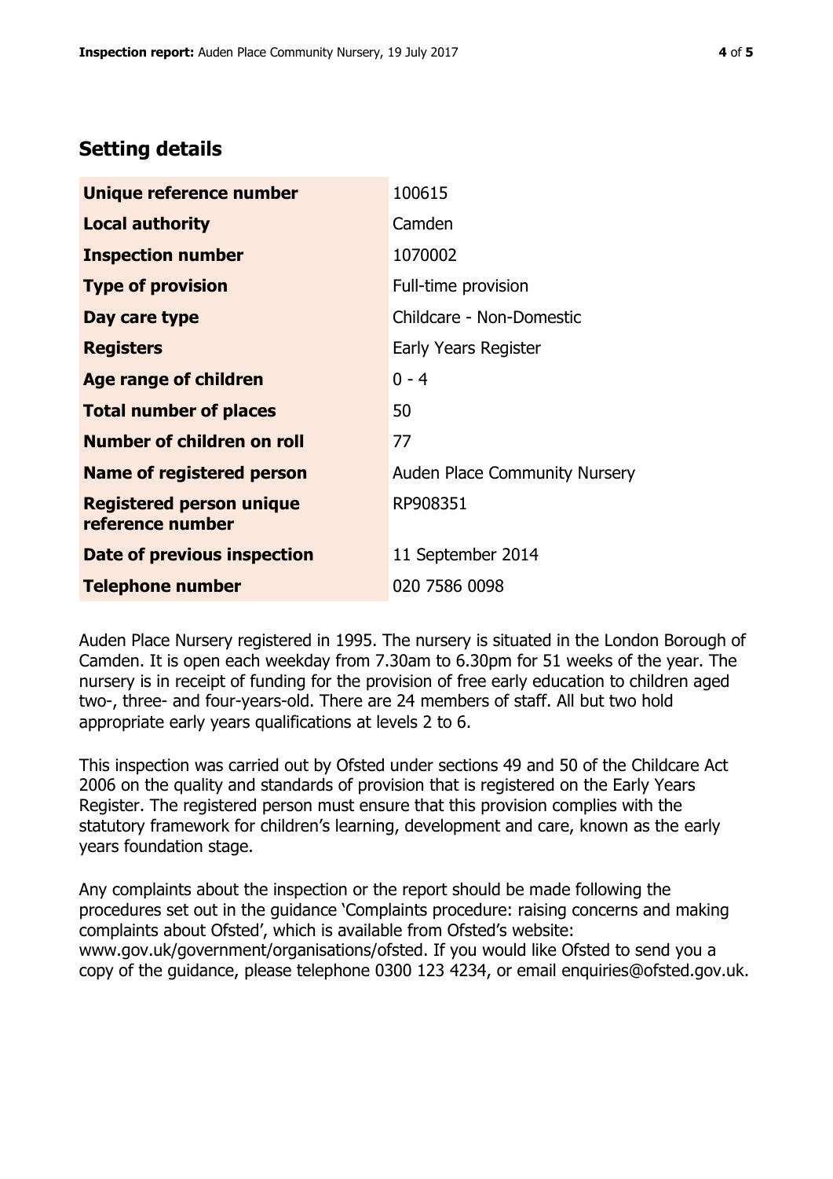## Setting details

| | |
|---|---|
| **Unique reference number** | 100615 |
| **Local authority** | Camden |
| **Inspection number** | 1070002 |
| **Type of provision** | Full-time provision |
| **Day care type** | Childcare - Non-Domestic |
| **Registers** | Early Years Register |
| **Age range of children** | 0 - 4 |
| **Total number of places** | 50 |
| **Number of children on roll** | 77 |
| **Name of registered person** | Auden Place Community Nursery |
| **Registered person unique reference number** | RP908351 |
| **Date of previous inspection** | 11 September 2014 |
| **Telephone number** | 020 7586 0098 |

Auden Place Nursery registered in 1995. The nursery is situated in the London Borough of Camden. It is open each weekday from 7.30am to 6.30pm for 51 weeks of the year. The nursery is in receipt of funding for the provision of free early education to children aged two-, three- and four-years-old. There are 24 members of staff. All but two hold appropriate early years qualifications at levels 2 to 6.

This inspection was carried out by Ofsted under sections 49 and 50 of the Childcare Act 2006 on the quality and standards of provision that is registered on the Early Years Register. The registered person must ensure that this provision complies with the statutory framework for children's learning, development and care, known as the early years foundation stage.

Any complaints about the inspection or the report should be made following the procedures set out in the guidance 'Complaints procedure: raising concerns and making complaints about Ofsted', which is available from Ofsted's website: www.gov.uk/government/organisations/ofsted. If you would like Ofsted to send you a copy of the guidance, please telephone 0300 123 4234, or email enquiries@ofsted.gov.uk.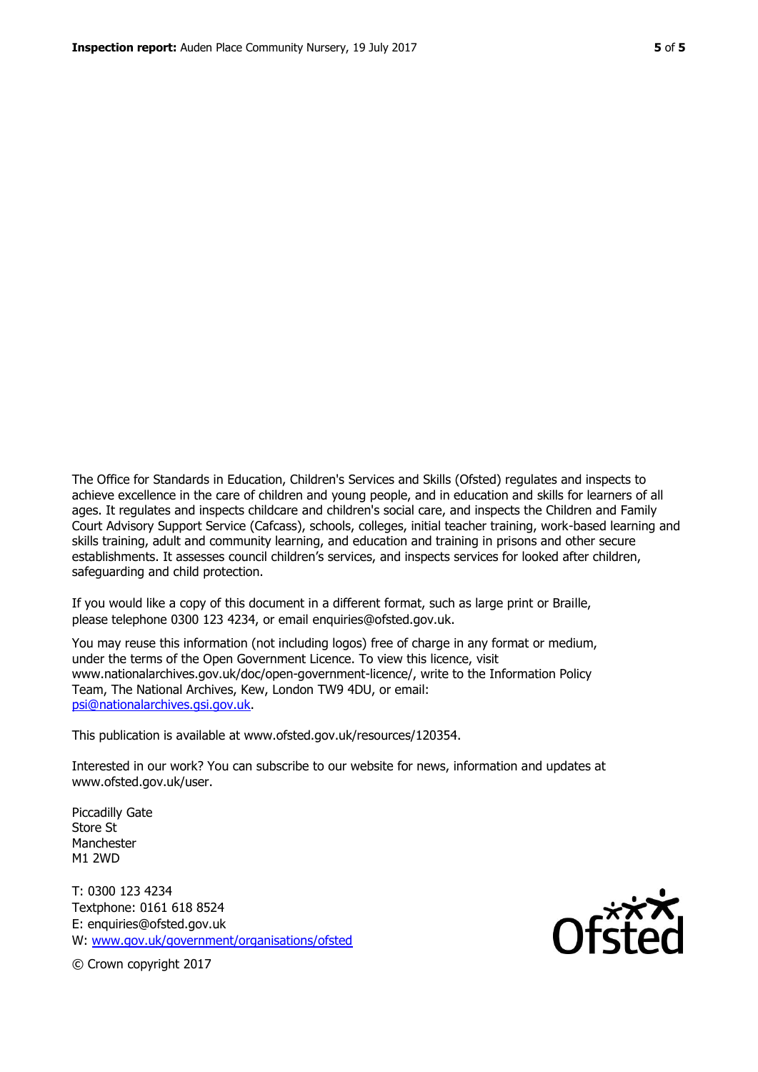The Office for Standards in Education, Children's Services and Skills (Ofsted) regulates and inspects to achieve excellence in the care of children and young people, and in education and skills for learners of all ages. It regulates and inspects childcare and children's social care, and inspects the Children and Family Court Advisory Support Service (Cafcass), schools, colleges, initial teacher training, work-based learning and skills training, adult and community learning, and education and training in prisons and other secure establishments. It assesses council children's services, and inspects services for looked after children, safeguarding and child protection.

If you would like a copy of this document in a different format, such as large print or Braille, please telephone 0300 123 4234, or email enquiries@ofsted.gov.uk.

You may reuse this information (not including logos) free of charge in any format or medium, under the terms of the Open Government Licence. To view this licence, visit www.nationalarchives.gov.uk/doc/open-government-licence/, write to the Information Policy Team, The National Archives, Kew, London TW9 4DU, or email: psi@nationalarchives.gsi.gov.uk.

This publication is available at www.ofsted.gov.uk/resources/120354.

Interested in our work? You can subscribe to our website for news, information and updates at www.ofsted.gov.uk/user.

Piccadilly Gate
Store St
Manchester
M1 2WD

T: 0300 123 4234
Textphone: 0161 618 8524
E: enquiries@ofsted.gov.uk
W: www.gov.uk/government/organisations/ofsted

© Crown copyright 2017